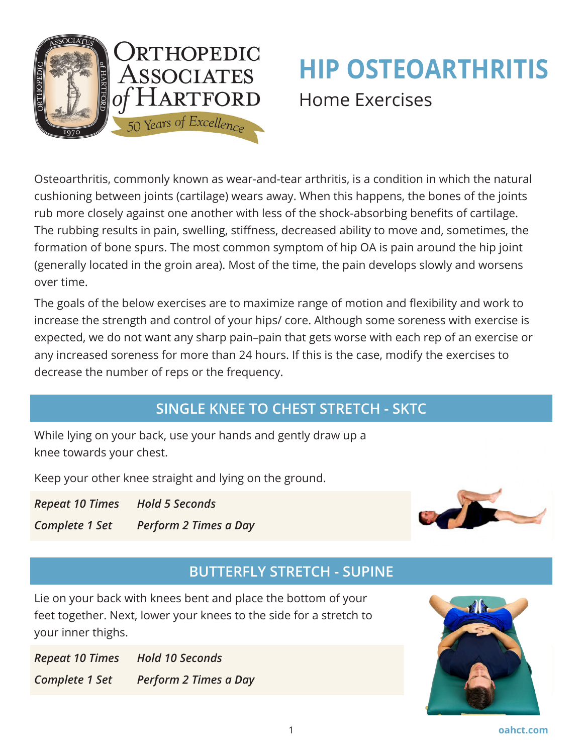Orthopedic Associates of Hartford

50 Years of Excellence

# HIP OSTEOARTHRITIS

Home Exercises

Osteoarthritis, commonly known as wear-and-tear arthritis, is a condition in which the natural cushioning between joints (cartilage) wears away. When this happens, the bones of the joints rub more closely against one another with less of the shock-absorbing benefits of cartilage. The rubbing results in pain, swelling, stiffness, decreased ability to move and, sometimes, the formation of bone spurs. The most common symptom of hip OA is pain around the hip joint (generally located in the groin area). Most of the time, the pain develops slowly and worsens over time.

The goals of the below exercises are to maximize range of motion and flexibility and work to increase the strength and control of your hips/ core. Although some soreness with exercise is expected, we do not want any sharp pain–pain that gets worse with each rep of an exercise or any increased soreness for more than 24 hours. If this is the case, modify the exercises to decrease the number of reps or the frequency.

## SINGLE KNEE TO CHEST STRETCH - SKTC

While lying on your back, use your hands and gently draw up a knee towards your chest.

Keep your other knee straight and lying on the ground.

*Repeat 10 Times* *Hold 5 Seconds*

*Complete 1 Set* *Perform 2 Times a Day*

## BUTTERFLY STRETCH - SUPINE

Lie on your back with knees bent and place the bottom of your feet together. Next, lower your knees to the side for a stretch to your inner thighs.

*Repeat 10 Times* *Hold 10 Seconds*

*Complete 1 Set* *Perform 2 Times a Day*

oahct.com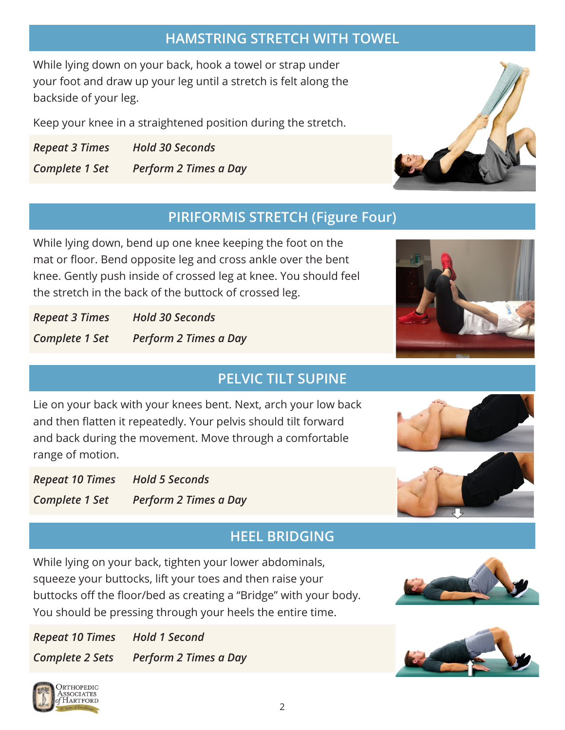## HAMSTRING STRETCH WITH TOWEL

While lying down on your back, hook a towel or strap under your foot and draw up your leg until a stretch is felt along the backside of your leg.

Keep your knee in a straightened position during the stretch.

| *Repeat 3 Times* | *Hold 30 Seconds* |
|---|---|
| *Complete 1 Set* | *Perform 2 Times a Day* |

## PIRIFORMIS STRETCH (Figure Four)

While lying down, bend up one knee keeping the foot on the mat or floor. Bend opposite leg and cross ankle over the bent knee. Gently push inside of crossed leg at knee. You should feel the stretch in the back of the buttock of crossed leg.

| *Repeat 3 Times* | *Hold 30 Seconds* |
|---|---|
| *Complete 1 Set* | *Perform 2 Times a Day* |

## PELVIC TILT SUPINE

Lie on your back with your knees bent. Next, arch your low back and then flatten it repeatedly. Your pelvis should tilt forward and back during the movement. Move through a comfortable range of motion.

| *Repeat 10 Times* | *Hold 5 Seconds* |
|---|---|
| *Complete 1 Set* | *Perform 2 Times a Day* |

## HEEL BRIDGING

While lying on your back, tighten your lower abdominals, squeeze your buttocks, lift your toes and then raise your buttocks off the floor/bed as creating a "Bridge" with your body. You should be pressing through your heels the entire time.

| *Repeat 10 Times* | *Hold 1 Second* |
|---|---|
| *Complete 2 Sets* | *Perform 2 Times a Day* |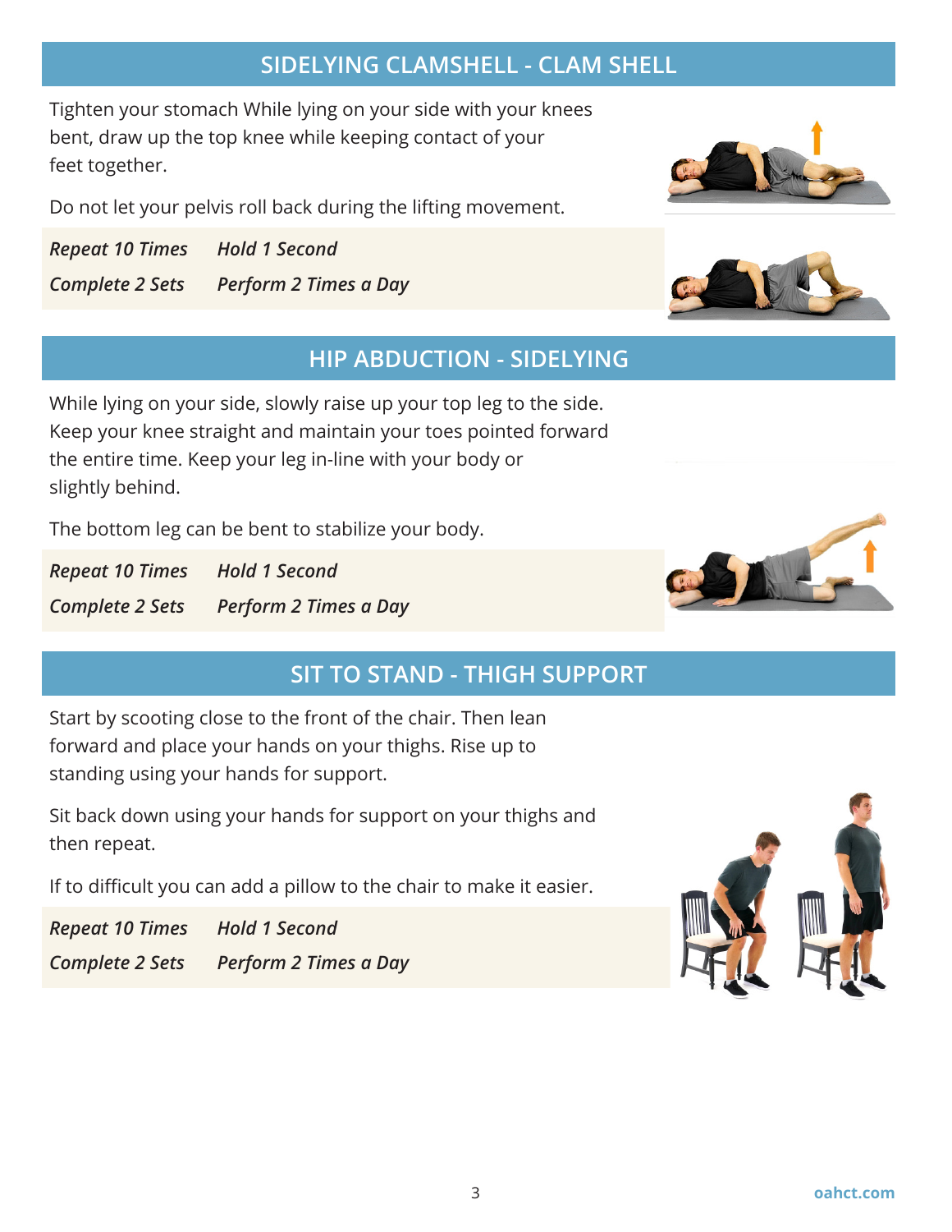## SIDELYING CLAMSHELL - CLAM SHELL

Tighten your stomach While lying on your side with your knees bent, draw up the top knee while keeping contact of your feet together.

Do not let your pelvis roll back during the lifting movement.

*Repeat 10 Times* *Hold 1 Second*
*Complete 2 Sets* *Perform 2 Times a Day*

## HIP ABDUCTION - SIDELYING

While lying on your side, slowly raise up your top leg to the side. Keep your knee straight and maintain your toes pointed forward the entire time. Keep your leg in-line with your body or slightly behind.

The bottom leg can be bent to stabilize your body.

*Repeat 10 Times* *Hold 1 Second*
*Complete 2 Sets* *Perform 2 Times a Day*

## SIT TO STAND - THIGH SUPPORT

Start by scooting close to the front of the chair. Then lean forward and place your hands on your thighs. Rise up to standing using your hands for support.

Sit back down using your hands for support on your thighs and then repeat.

If to difficult you can add a pillow to the chair to make it easier.

*Repeat 10 Times* *Hold 1 Second*
*Complete 2 Sets* *Perform 2 Times a Day*